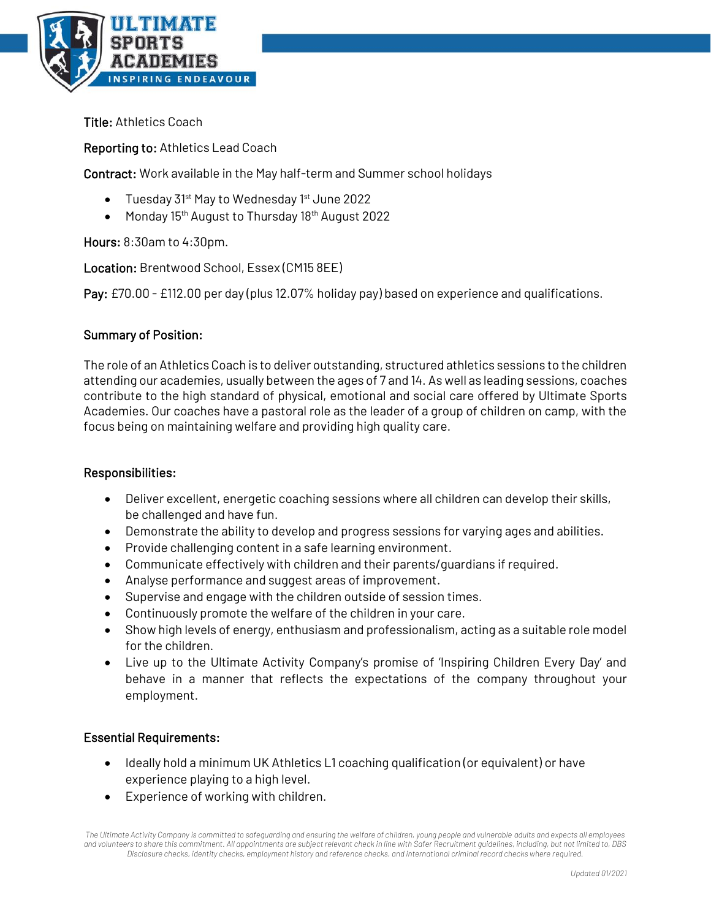**Title:** Athletics Coach

**Reporting to:** Athletics Lead Coach

**Contract:** Work available in the May half-term and Summer school holidays

- Tuesday 31st May to Wednesday 1st June 2022
- Monday 15th August to Thursday 18th August 2022

**Hours:** 8:30am to 4:30pm.

**Location:** Brentwood School, Essex (CM15 8EE)

**Pay:** £70.00 - £112.00 per day (plus 12.07% holiday pay) based on experience and qualifications.

## Summary of Position:

The role of an Athletics Coach is to deliver outstanding, structured athletics sessions to the children attending our academies, usually between the ages of 7 and 14. As well as leading sessions, coaches contribute to the high standard of physical, emotional and social care offered by Ultimate Sports Academies. Our coaches have a pastoral role as the leader of a group of children on camp, with the focus being on maintaining welfare and providing high quality care.

## Responsibilities:

- Deliver excellent, energetic coaching sessions where all children can develop their skills, be challenged and have fun.
- Demonstrate the ability to develop and progress sessions for varying ages and abilities.
- Provide challenging content in a safe learning environment.
- Communicate effectively with children and their parents/guardians if required.
- Analyse performance and suggest areas of improvement.
- Supervise and engage with the children outside of session times.
- Continuously promote the welfare of the children in your care.
- Show high levels of energy, enthusiasm and professionalism, acting as a suitable role model for the children.
- Live up to the Ultimate Activity Company's promise of 'Inspiring Children Every Day' and behave in a manner that reflects the expectations of the company throughout your employment.

## Essential Requirements:

- Ideally hold a minimum UK Athletics L1 coaching qualification (or equivalent) or have experience playing to a high level.
- Experience of working with children.

*The Ultimate Activity Company is committed to safeguarding and ensuring the welfare of children, young people and vulnerable adults and expects all employees and volunteers to share this commitment. All appointments are subject relevant check in line with Safer Recruitment guidelines, including, but not limited to, DBS Disclosure checks, identity checks, employment history and reference checks, and international criminal record checks where required.*

*Updated 01/2021*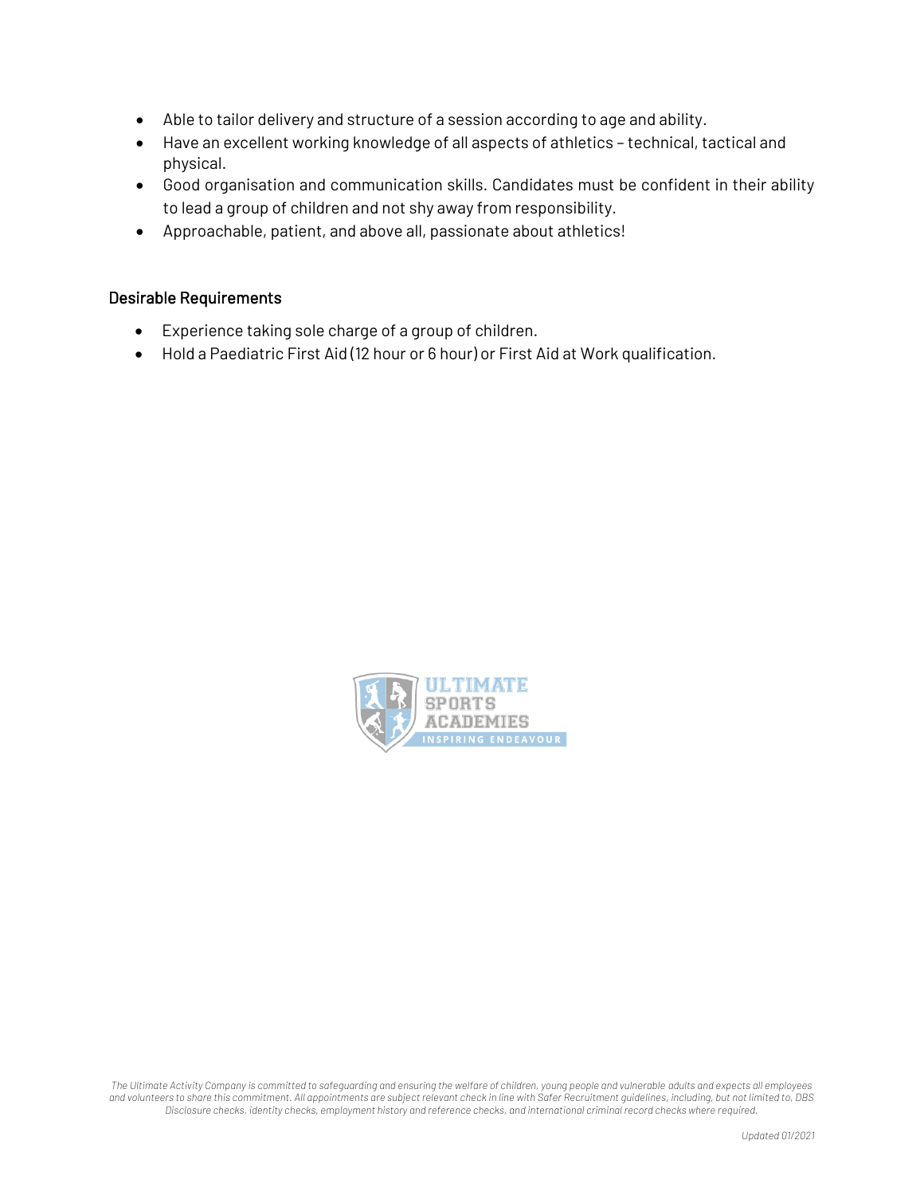- Able to tailor delivery and structure of a session according to age and ability.
- Have an excellent working knowledge of all aspects of athletics – technical, tactical and physical.
- Good organisation and communication skills. Candidates must be confident in their ability to lead a group of children and not shy away from responsibility.
- Approachable, patient, and above all, passionate about athletics!

### Desirable Requirements

- Experience taking sole charge of a group of children.
- Hold a Paediatric First Aid (12 hour or 6 hour) or First Aid at Work qualification.

*The Ultimate Activity Company is committed to safeguarding and ensuring the welfare of children, young people and vulnerable adults and expects all employees and volunteers to share this commitment. All appointments are subject relevant check in line with Safer Recruitment guidelines, including, but not limited to, DBS Disclosure checks, identity checks, employment history and reference checks, and international criminal record checks where required.*

*Updated 01/2021*